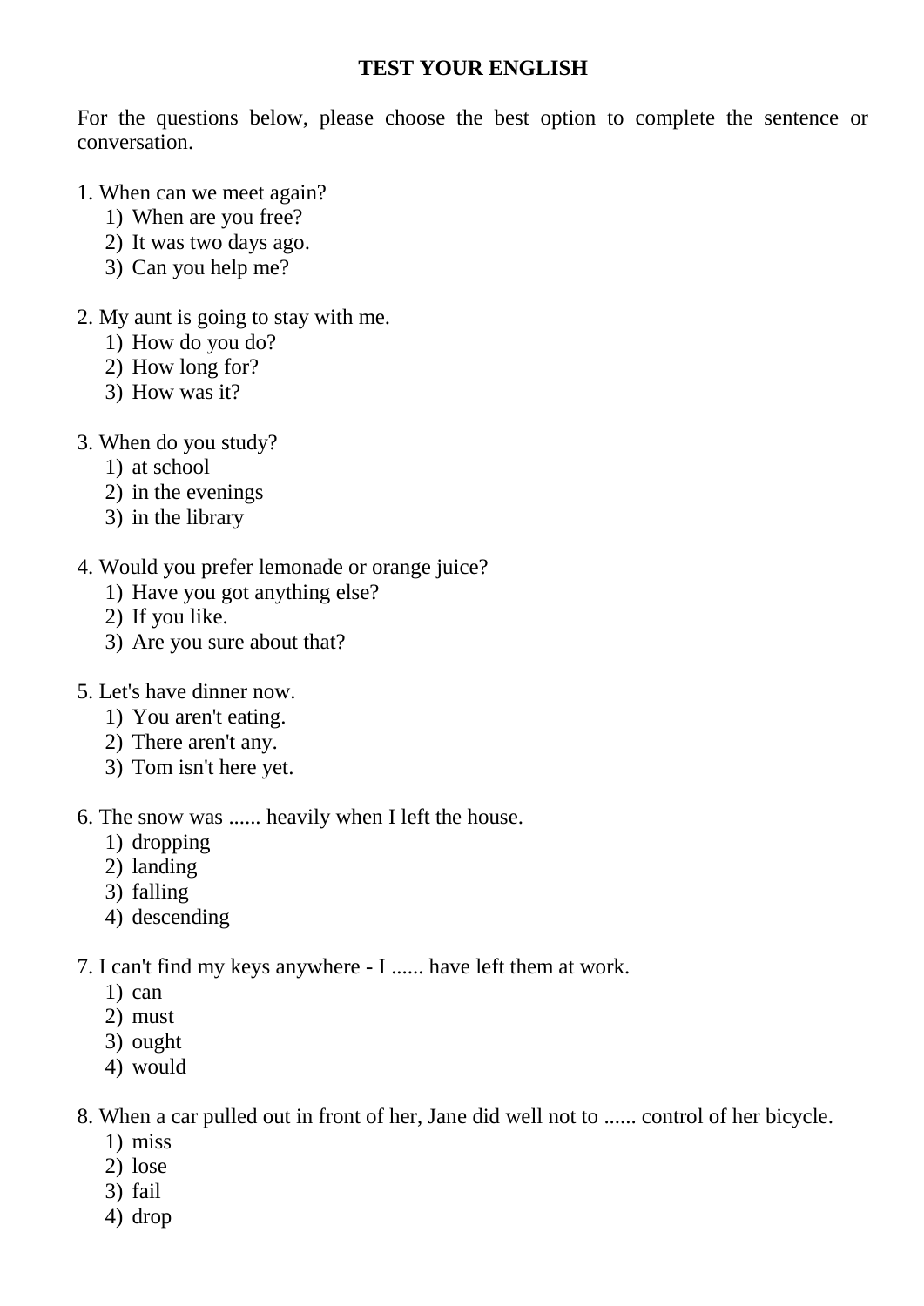# TEST YOUR ENGLISH

For the questions below, please choose the best option to complete the sentence or conversation.

1. When can we meet again?
   1) When are you free?
   2) It was two days ago.
   3) Can you help me?

2. My aunt is going to stay with me.
   1) How do you do?
   2) How long for?
   3) How was it?

3. When do you study?
   1) at school
   2) in the evenings
   3) in the library

4. Would you prefer lemonade or orange juice?
   1) Have you got anything else?
   2) If you like.
   3) Are you sure about that?

5. Let's have dinner now.
   1) You aren't eating.
   2) There aren't any.
   3) Tom isn't here yet.

6. The snow was ...... heavily when I left the house.
   1) dropping
   2) landing
   3) falling
   4) descending

7. I can't find my keys anywhere - I ...... have left them at work.
   1) can
   2) must
   3) ought
   4) would

8. When a car pulled out in front of her, Jane did well not to ...... control of her bicycle.
   1) miss
   2) lose
   3) fail
   4) drop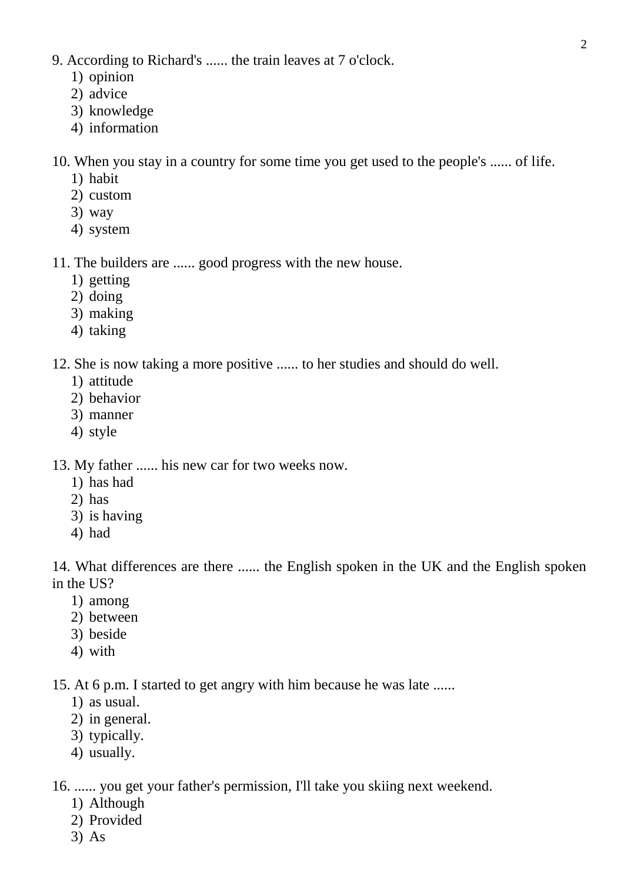9. According to Richard's ...... the train leaves at 7 o'clock.
   1) opinion
   2) advice
   3) knowledge
   4) information

10. When you stay in a country for some time you get used to the people's ...... of life.
    1) habit
    2) custom
    3) way
    4) system

11. The builders are ...... good progress with the new house.
    1) getting
    2) doing
    3) making
    4) taking

12. She is now taking a more positive ...... to her studies and should do well.
    1) attitude
    2) behavior
    3) manner
    4) style

13. My father ...... his new car for two weeks now.
    1) has had
    2) has
    3) is having
    4) had

14. What differences are there ...... the English spoken in the UK and the English spoken in the US?
    1) among
    2) between
    3) beside
    4) with

15. At 6 p.m. I started to get angry with him because he was late ......
    1) as usual.
    2) in general.
    3) typically.
    4) usually.

16. ...... you get your father's permission, I'll take you skiing next weekend.
    1) Although
    2) Provided
    3) As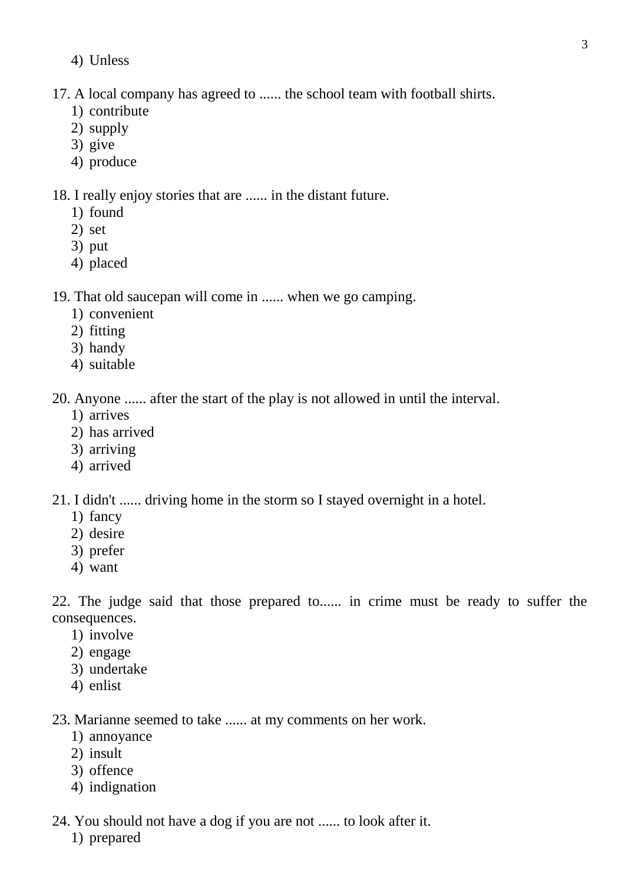4) Unless

17. A local company has agreed to ...... the school team with football shirts.
   1) contribute
   2) supply
   3) give
   4) produce

18. I really enjoy stories that are ...... in the distant future.
   1) found
   2) set
   3) put
   4) placed

19. That old saucepan will come in ...... when we go camping.
   1) convenient
   2) fitting
   3) handy
   4) suitable

20. Anyone ...... after the start of the play is not allowed in until the interval.
   1) arrives
   2) has arrived
   3) arriving
   4) arrived

21. I didn't ...... driving home in the storm so I stayed overnight in a hotel.
   1) fancy
   2) desire
   3) prefer
   4) want

22. The judge said that those prepared to...... in crime must be ready to suffer the consequences.
   1) involve
   2) engage
   3) undertake
   4) enlist

23. Marianne seemed to take ...... at my comments on her work.
   1) annoyance
   2) insult
   3) offence
   4) indignation

24. You should not have a dog if you are not ...... to look after it.
   1) prepared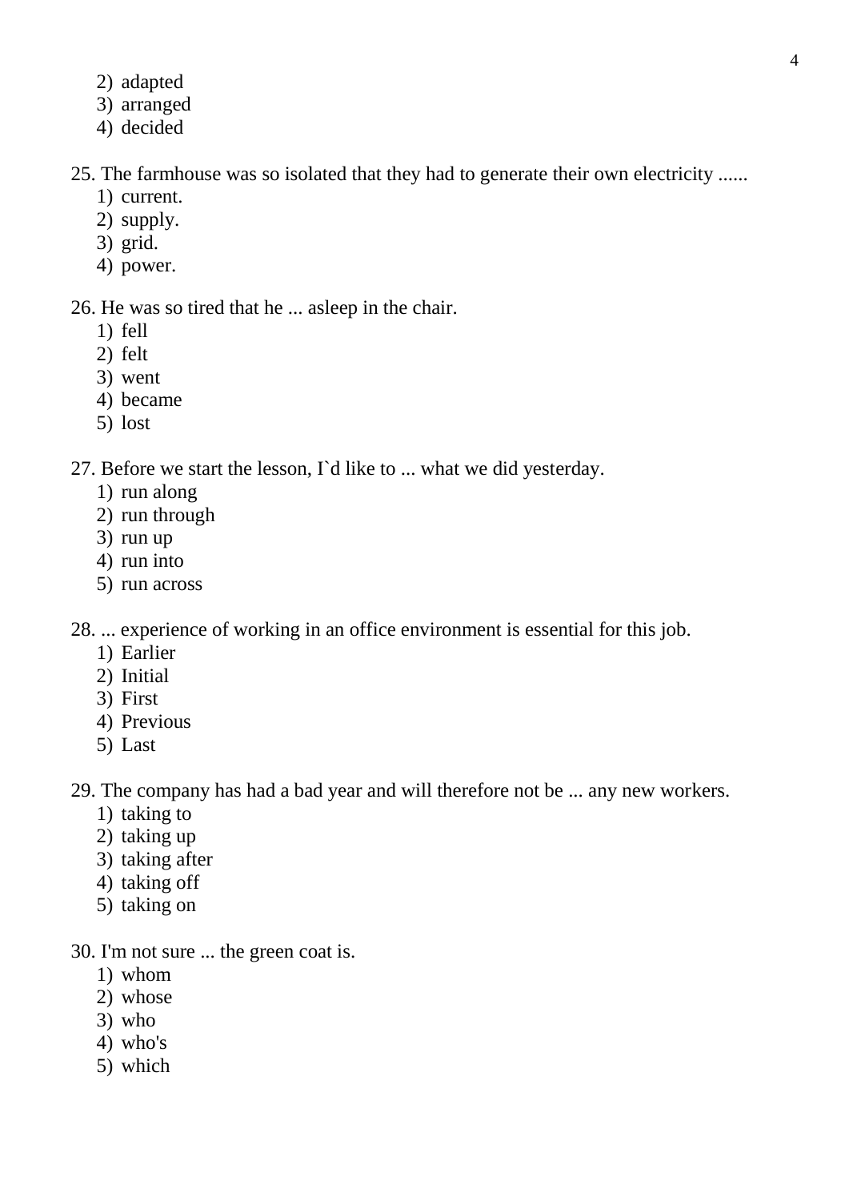2) adapted
3) arranged
4) decided

25. The farmhouse was so isolated that they had to generate their own electricity ......
    1) current.
    2) supply.
    3) grid.
    4) power.

26. He was so tired that he ... asleep in the chair.
    1) fell
    2) felt
    3) went
    4) became
    5) lost

27. Before we start the lesson, I`d like to ... what we did yesterday.
    1) run along
    2) run through
    3) run up
    4) run into
    5) run across

28. ... experience of working in an office environment is essential for this job.
    1) Earlier
    2) Initial
    3) First
    4) Previous
    5) Last

29. The company has had a bad year and will therefore not be ... any new workers.
    1) taking to
    2) taking up
    3) taking after
    4) taking off
    5) taking on

30. I'm not sure ... the green coat is.
    1) whom
    2) whose
    3) who
    4) who's
    5) which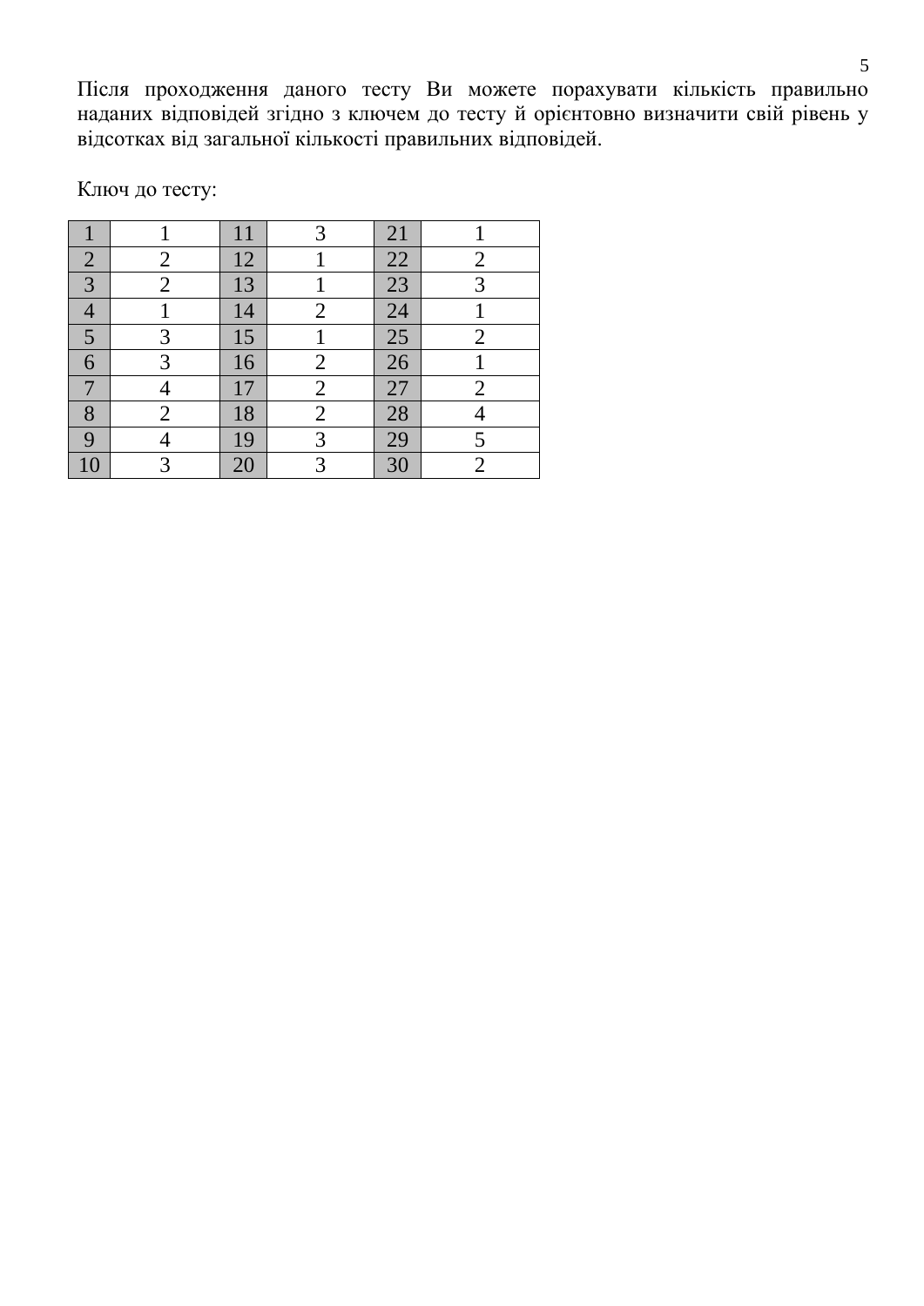Після проходження даного тесту Ви можете порахувати кількість правильно наданих відповідей згідно з ключем до тесту й орієнтовно визначити свій рівень у відсотках від загальної кількості правильних відповідей.

Ключ до тесту:

| | | | | | |
|---|---|---|---|---|---|
| 1 | 1 | 11 | 3 | 21 | 1 |
| 2 | 2 | 12 | 1 | 22 | 2 |
| 3 | 2 | 13 | 1 | 23 | 3 |
| 4 | 1 | 14 | 2 | 24 | 1 |
| 5 | 3 | 15 | 1 | 25 | 2 |
| 6 | 3 | 16 | 2 | 26 | 1 |
| 7 | 4 | 17 | 2 | 27 | 2 |
| 8 | 2 | 18 | 2 | 28 | 4 |
| 9 | 4 | 19 | 3 | 29 | 5 |
| 10 | 3 | 20 | 3 | 30 | 2 |